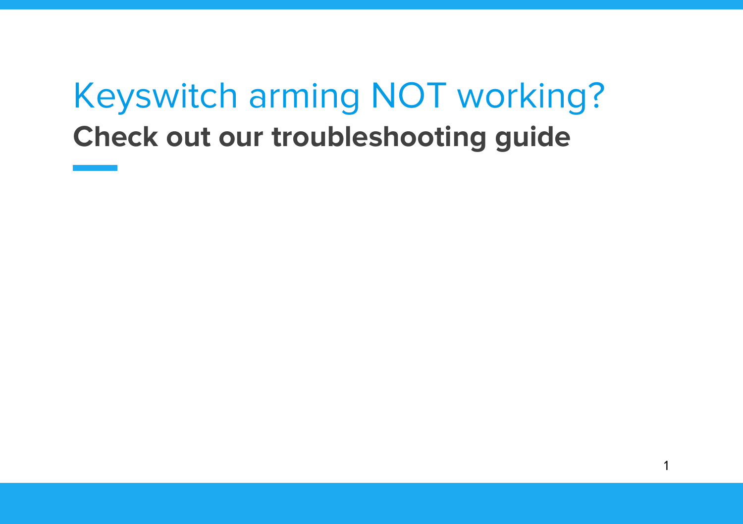# Keyswitch arming NOT working?

## Check out our troubleshooting guide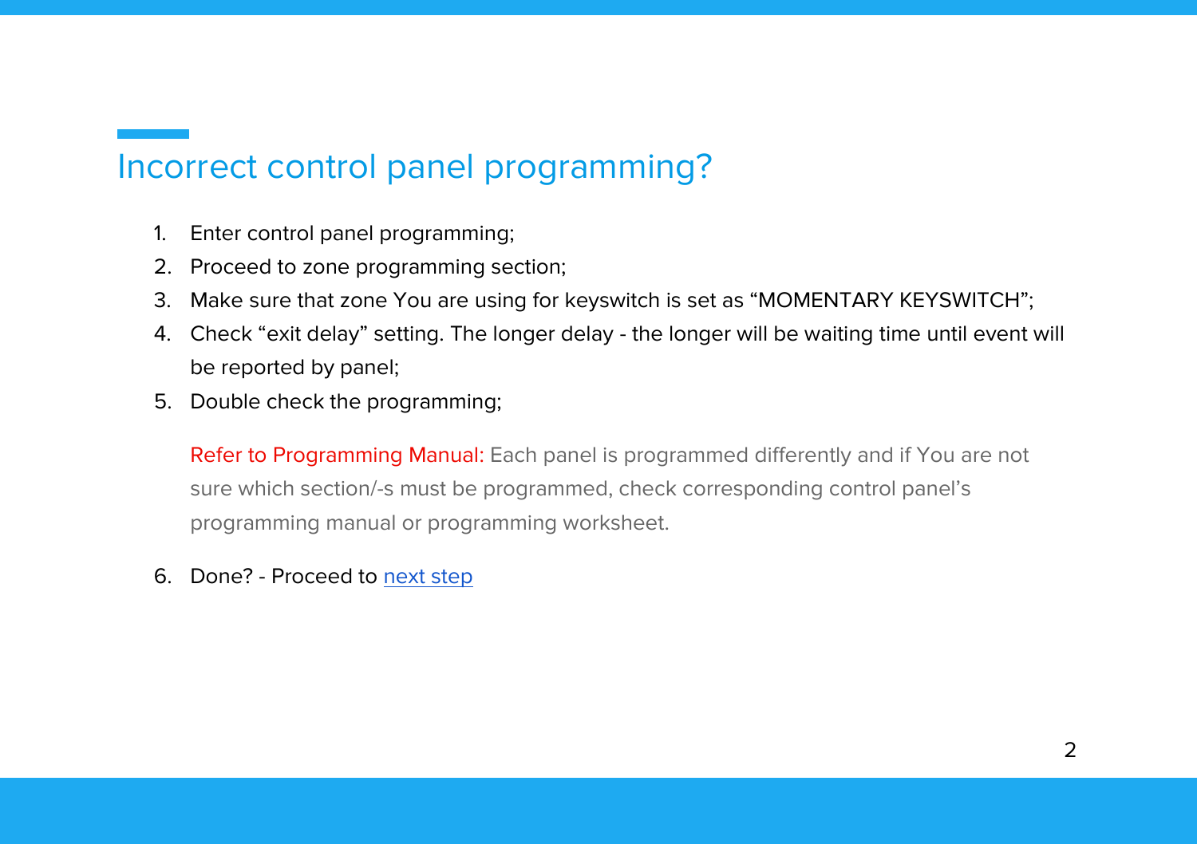## Incorrect control panel programming?

1. Enter control panel programming;
2. Proceed to zone programming section;
3. Make sure that zone You are using for keyswitch is set as “MOMENTARY KEYSWITCH”;
4. Check “exit delay” setting. The longer delay - the longer will be waiting time until event will be reported by panel;
5. Double check the programming;

   Refer to Programming Manual: Each panel is programmed differently and if You are not sure which section/-s must be programmed, check corresponding control panel’s programming manual or programming worksheet.

6. Done? - Proceed to next step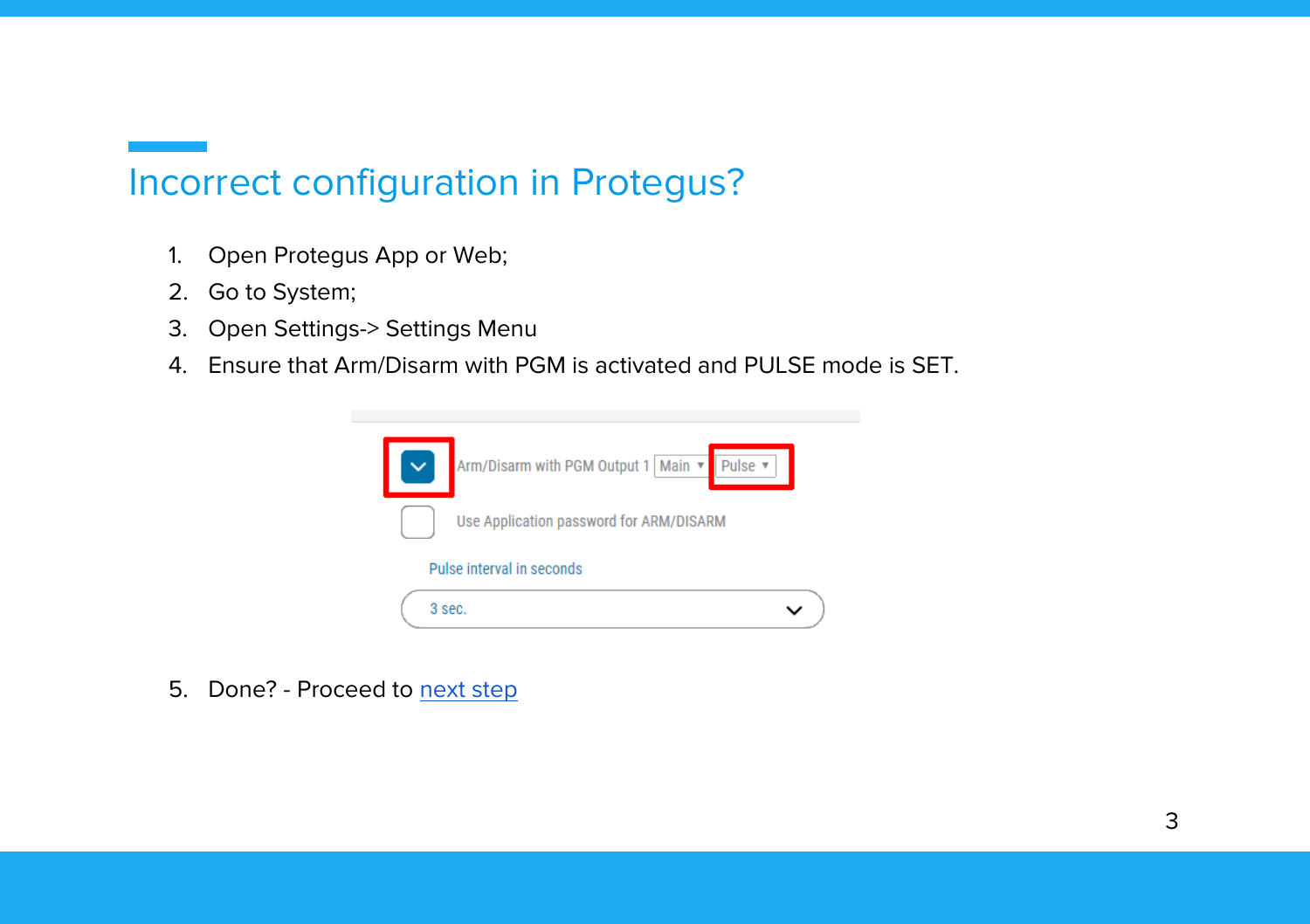## Incorrect configuration in Protegus?

1. Open Protegus App or Web;
2. Go to System;
3. Open Settings-> Settings Menu
4. Ensure that Arm/Disarm with PGM is activated and PULSE mode is SET.

5. Done? - Proceed to next step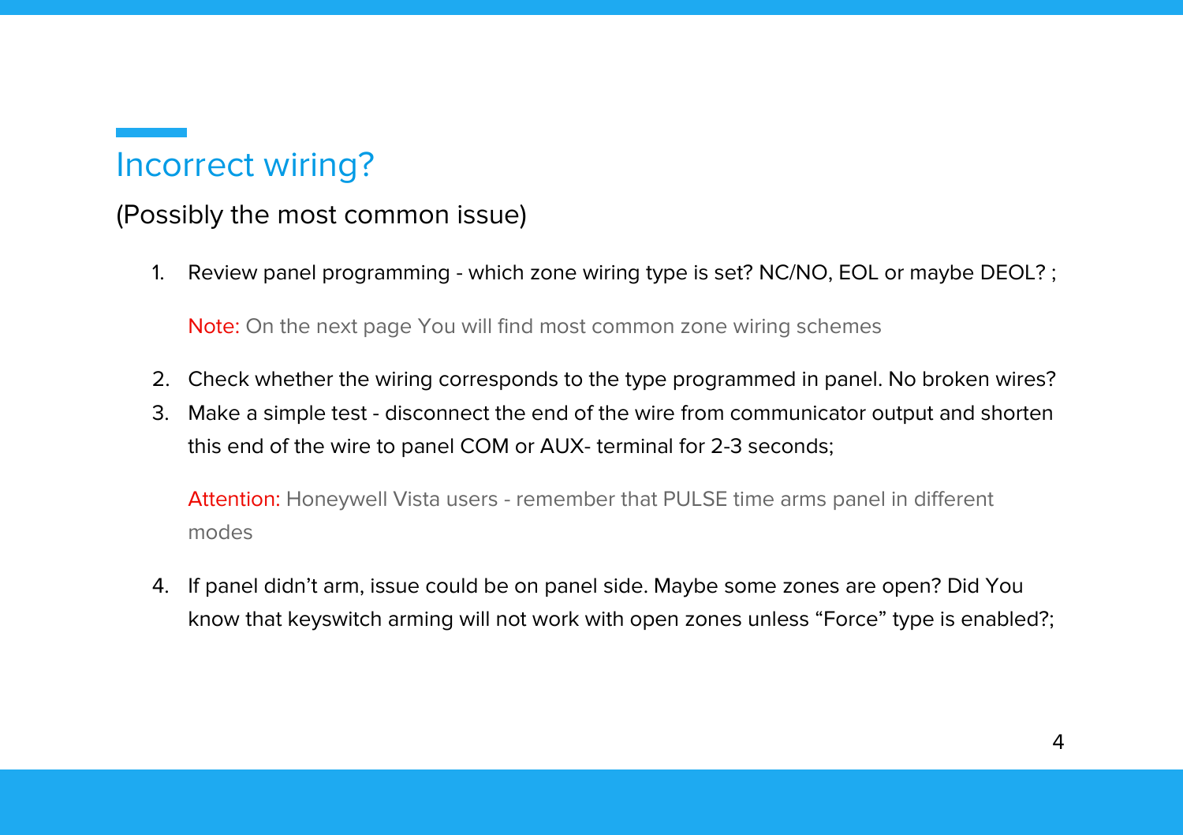## Incorrect wiring?

(Possibly the most common issue)

1. Review panel programming - which zone wiring type is set? NC/NO, EOL or maybe DEOL? ;

   Note: On the next page You will find most common zone wiring schemes

2. Check whether the wiring corresponds to the type programmed in panel. No broken wires?
3. Make a simple test - disconnect the end of the wire from communicator output and shorten this end of the wire to panel COM or AUX- terminal for 2-3 seconds;

   Attention: Honeywell Vista users - remember that PULSE time arms panel in different modes

4. If panel didn't arm, issue could be on panel side. Maybe some zones are open? Did You know that keyswitch arming will not work with open zones unless "Force" type is enabled?;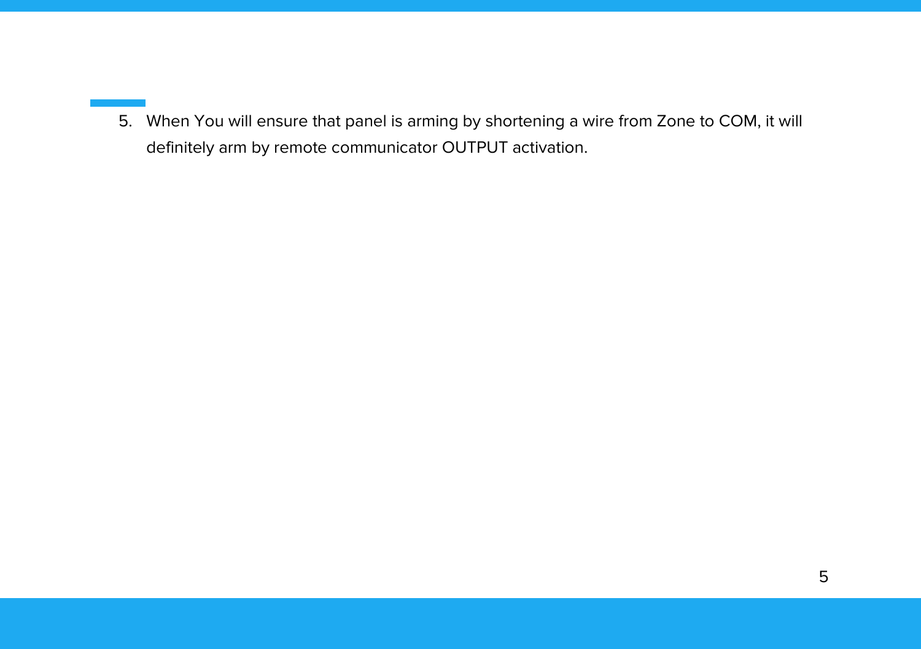5. When You will ensure that panel is arming by shortening a wire from Zone to COM, it will definitely arm by remote communicator OUTPUT activation.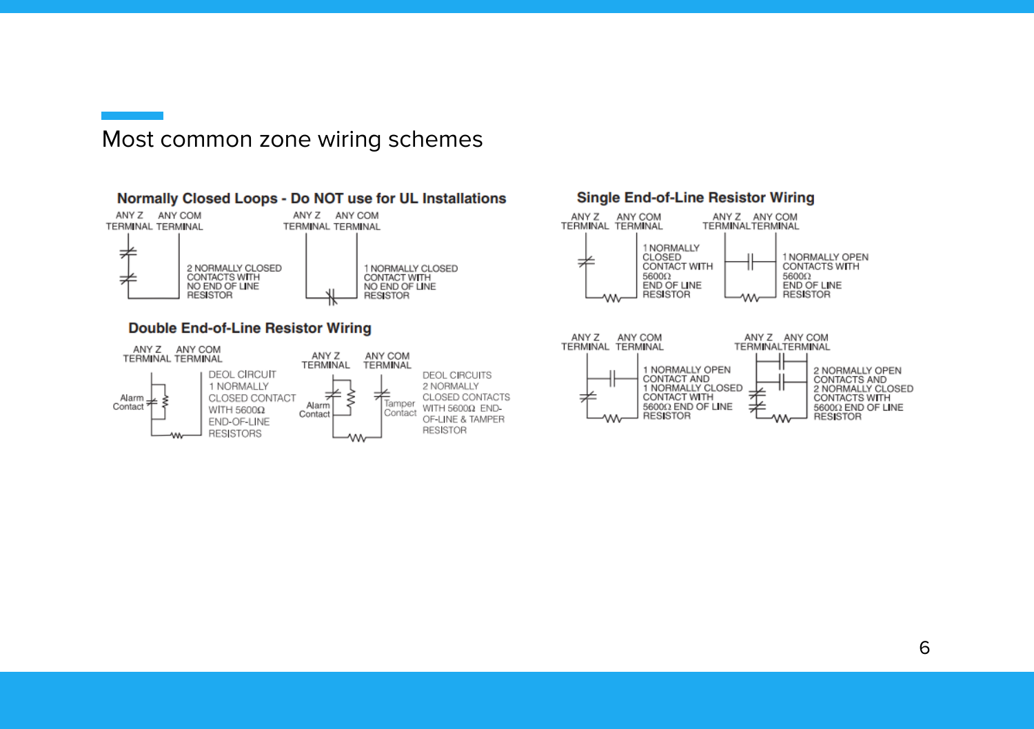# Most common zone wiring schemes

### Normally Closed Loops - Do NOT use for UL Installations

ANY Z TERMINAL ANY COM TERMINAL

2 NORMALLY CLOSED CONTACTS WITH NO END OF LINE RESISTOR

ANY Z TERMINAL ANY COM TERMINAL

1 NORMALLY CLOSED CONTACT WITH NO END OF LINE RESISTOR

### Double End-of-Line Resistor Wiring

ANY Z TERMINAL ANY COM TERMINAL

Alarm Contact

DEOL CIRCUIT 1 NORMALLY CLOSED CONTACT WITH 5600Ω END-OF-LINE RESISTORS

ANY Z TERMINAL ANY COM TERMINAL

Alarm Contact

Tamper Contact

DEOL CIRCUITS 2 NORMALLY CLOSED CONTACTS WITH 5600Ω END-OF-LINE & TAMPER RESISTOR

### Single End-of-Line Resistor Wiring

ANY Z TERMINAL ANY COM TERMINAL

1 NORMALLY CLOSED CONTACT WITH 5600Ω END OF LINE RESISTOR

ANY Z TERMINAL ANY COM TERMINAL

1 NORMALLY OPEN CONTACTS WITH 5600Ω END OF LINE RESISTOR

ANY Z TERMINAL ANY COM TERMINAL

1 NORMALLY OPEN CONTACT AND 1 NORMALLY CLOSED CONTACT WITH 5600Ω END OF LINE RESISTOR

ANY Z TERMINAL ANY COM TERMINAL

2 NORMALLY OPEN CONTACTS AND 2 NORMALLY CLOSED CONTACTS WITH 5600Ω END OF LINE RESISTOR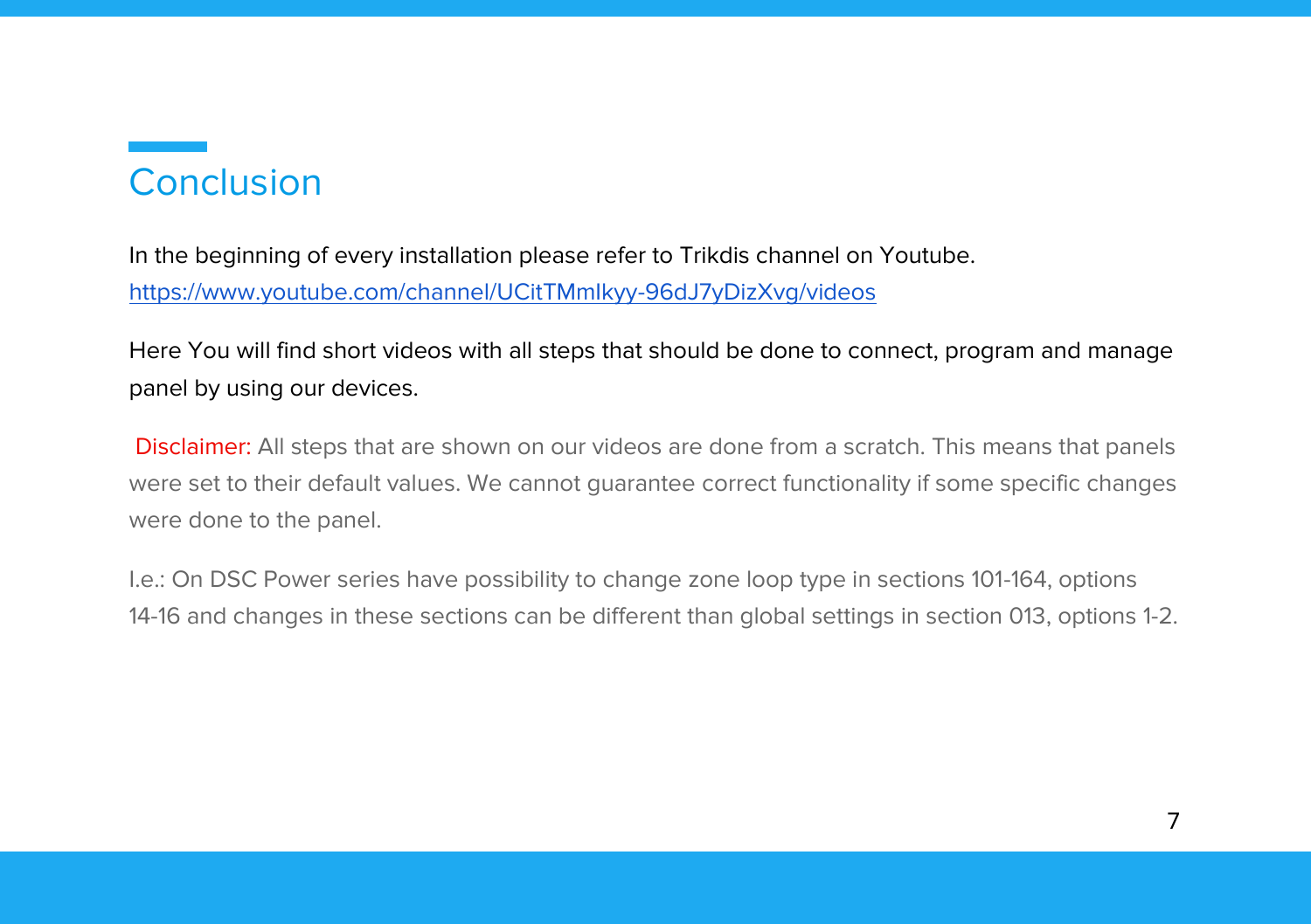## Conclusion

In the beginning of every installation please refer to Trikdis channel on Youtube.
https://www.youtube.com/channel/UCitTMmlkyy-96dJ7yDizXvg/videos

Here You will find short videos with all steps that should be done to connect, program and manage panel by using our devices.

Disclaimer: All steps that are shown on our videos are done from a scratch. This means that panels were set to their default values. We cannot guarantee correct functionality if some specific changes were done to the panel.

I.e.: On DSC Power series have possibility to change zone loop type in sections 101-164, options 14-16 and changes in these sections can be different than global settings in section 013, options 1-2.